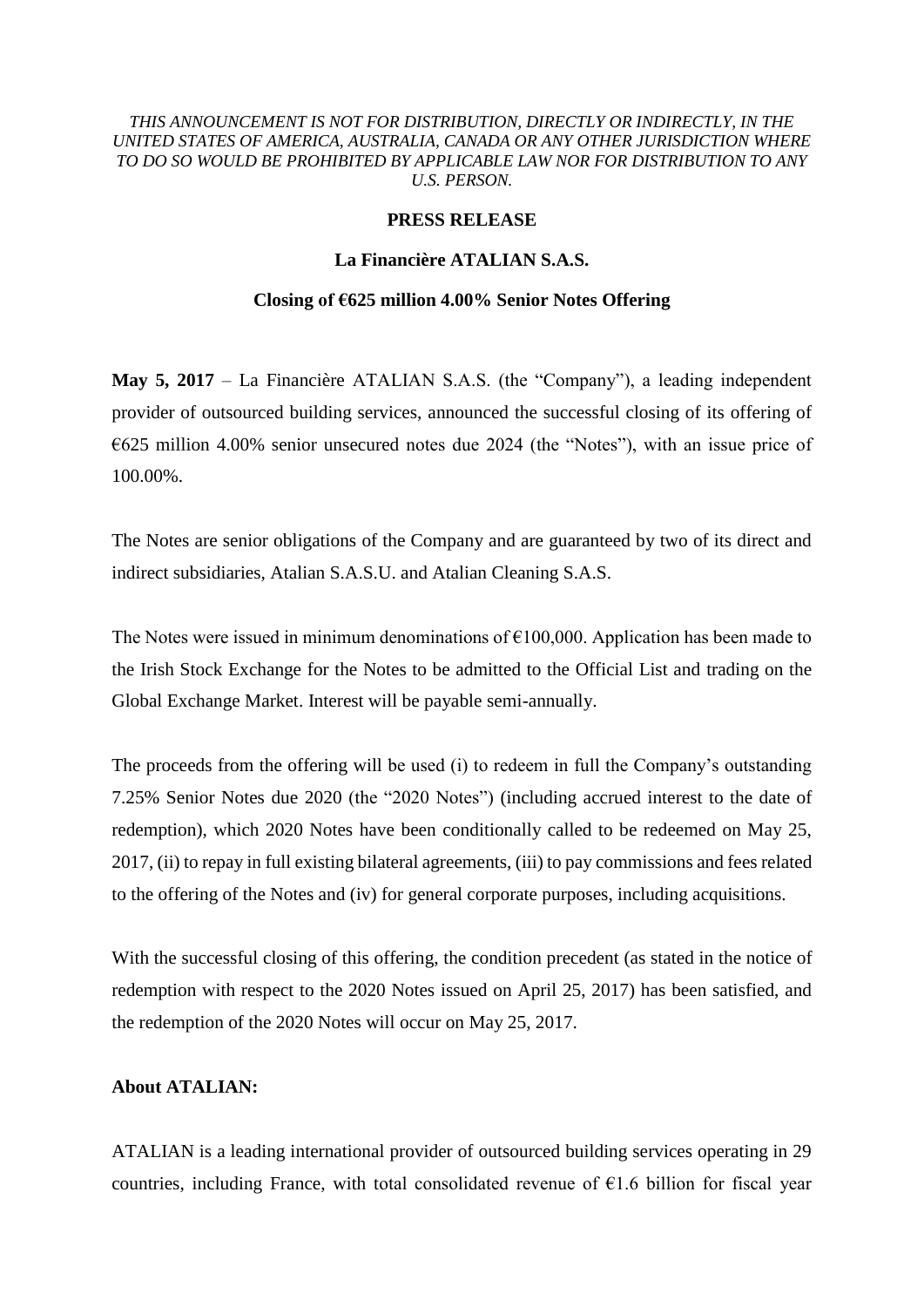*THIS ANNOUNCEMENT IS NOT FOR DISTRIBUTION, DIRECTLY OR INDIRECTLY, IN THE UNITED STATES OF AMERICA, AUSTRALIA, CANADA OR ANY OTHER JURISDICTION WHERE TO DO SO WOULD BE PROHIBITED BY APPLICABLE LAW NOR FOR DISTRIBUTION TO ANY U.S. PERSON.*

**PRESS RELEASE**

**La Financière ATALIAN S.A.S.**

**Closing of €625 million 4.00% Senior Notes Offering**

**May 5, 2017** – La Financière ATALIAN S.A.S. (the "Company"), a leading independent provider of outsourced building services, announced the successful closing of its offering of €625 million 4.00% senior unsecured notes due 2024 (the "Notes"), with an issue price of 100.00%.

The Notes are senior obligations of the Company and are guaranteed by two of its direct and indirect subsidiaries, Atalian S.A.S.U. and Atalian Cleaning S.A.S.

The Notes were issued in minimum denominations of €100,000. Application has been made to the Irish Stock Exchange for the Notes to be admitted to the Official List and trading on the Global Exchange Market. Interest will be payable semi-annually.

The proceeds from the offering will be used (i) to redeem in full the Company's outstanding 7.25% Senior Notes due 2020 (the "2020 Notes") (including accrued interest to the date of redemption), which 2020 Notes have been conditionally called to be redeemed on May 25, 2017, (ii) to repay in full existing bilateral agreements, (iii) to pay commissions and fees related to the offering of the Notes and (iv) for general corporate purposes, including acquisitions.

With the successful closing of this offering, the condition precedent (as stated in the notice of redemption with respect to the 2020 Notes issued on April 25, 2017) has been satisfied, and the redemption of the 2020 Notes will occur on May 25, 2017.

**About ATALIAN:**

ATALIAN is a leading international provider of outsourced building services operating in 29 countries, including France, with total consolidated revenue of €1.6 billion for fiscal year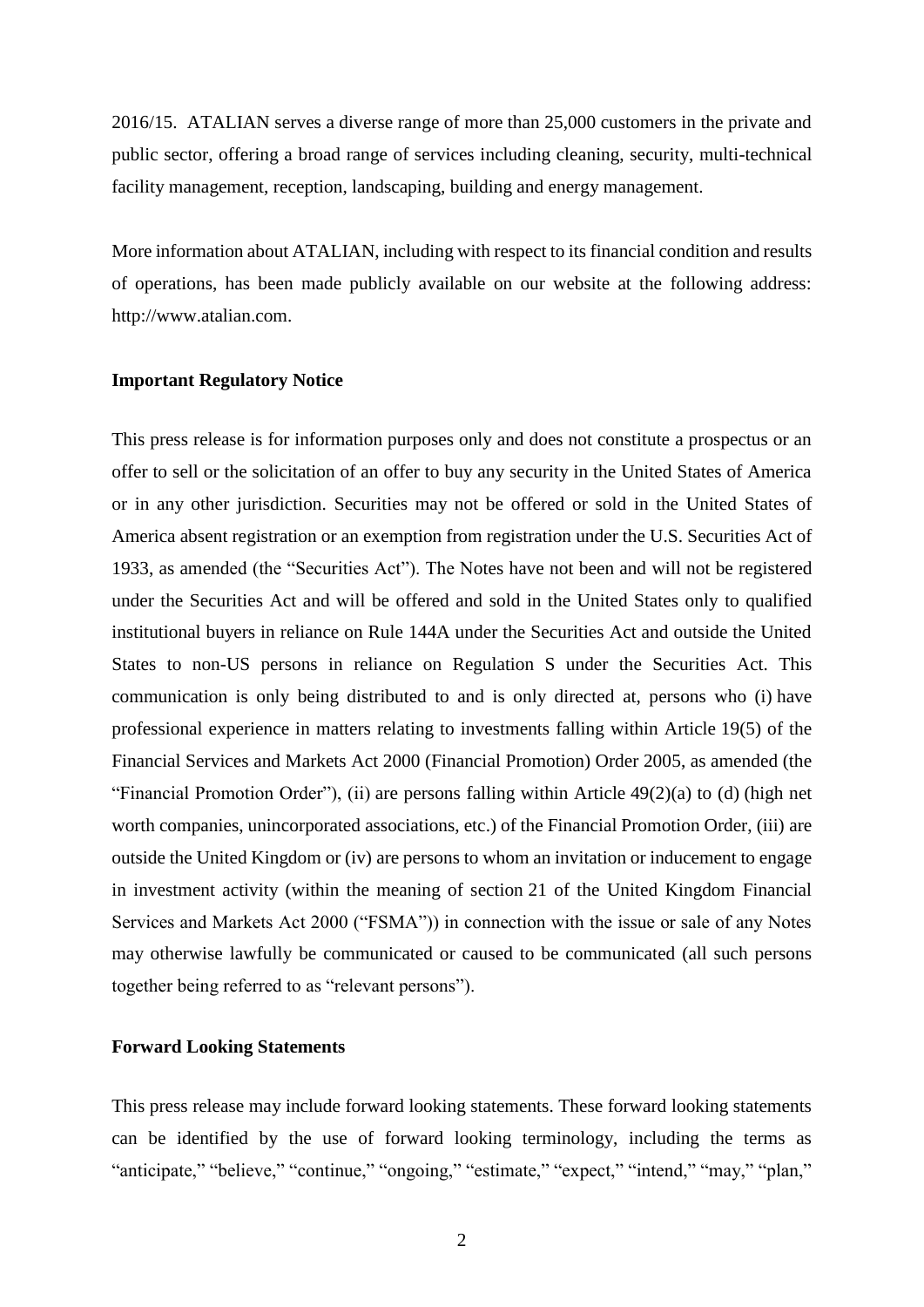2016/15. ATALIAN serves a diverse range of more than 25,000 customers in the private and public sector, offering a broad range of services including cleaning, security, multi-technical facility management, reception, landscaping, building and energy management.

More information about ATALIAN, including with respect to its financial condition and results of operations, has been made publicly available on our website at the following address: http://www.atalian.com.

**Important Regulatory Notice**

This press release is for information purposes only and does not constitute a prospectus or an offer to sell or the solicitation of an offer to buy any security in the United States of America or in any other jurisdiction. Securities may not be offered or sold in the United States of America absent registration or an exemption from registration under the U.S. Securities Act of 1933, as amended (the "Securities Act"). The Notes have not been and will not be registered under the Securities Act and will be offered and sold in the United States only to qualified institutional buyers in reliance on Rule 144A under the Securities Act and outside the United States to non-US persons in reliance on Regulation S under the Securities Act. This communication is only being distributed to and is only directed at, persons who (i) have professional experience in matters relating to investments falling within Article 19(5) of the Financial Services and Markets Act 2000 (Financial Promotion) Order 2005, as amended (the "Financial Promotion Order"), (ii) are persons falling within Article 49(2)(a) to (d) (high net worth companies, unincorporated associations, etc.) of the Financial Promotion Order, (iii) are outside the United Kingdom or (iv) are persons to whom an invitation or inducement to engage in investment activity (within the meaning of section 21 of the United Kingdom Financial Services and Markets Act 2000 ("FSMA")) in connection with the issue or sale of any Notes may otherwise lawfully be communicated or caused to be communicated (all such persons together being referred to as "relevant persons").

**Forward Looking Statements**

This press release may include forward looking statements. These forward looking statements can be identified by the use of forward looking terminology, including the terms as "anticipate," "believe," "continue," "ongoing," "estimate," "expect," "intend," "may," "plan,"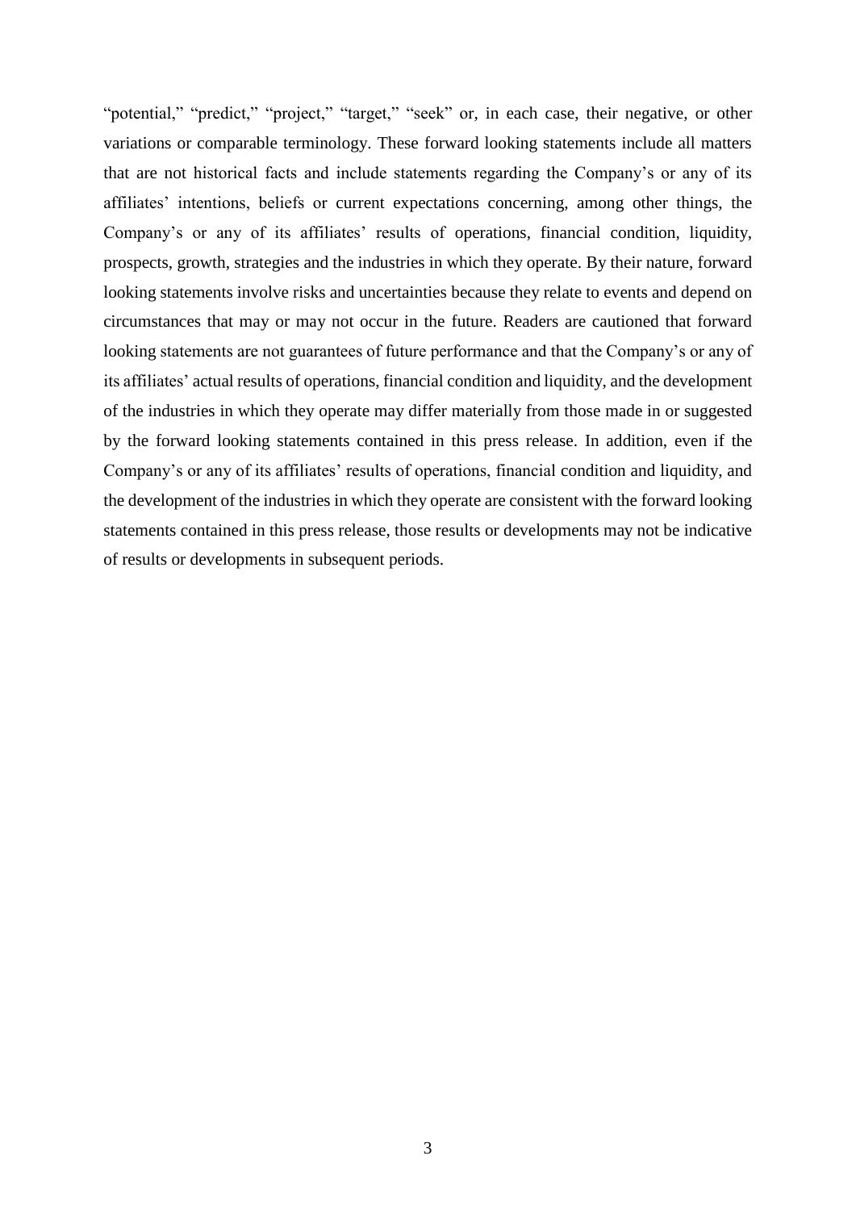"potential," "predict," "project," "target," "seek" or, in each case, their negative, or other variations or comparable terminology. These forward looking statements include all matters that are not historical facts and include statements regarding the Company's or any of its affiliates' intentions, beliefs or current expectations concerning, among other things, the Company's or any of its affiliates' results of operations, financial condition, liquidity, prospects, growth, strategies and the industries in which they operate. By their nature, forward looking statements involve risks and uncertainties because they relate to events and depend on circumstances that may or may not occur in the future. Readers are cautioned that forward looking statements are not guarantees of future performance and that the Company's or any of its affiliates' actual results of operations, financial condition and liquidity, and the development of the industries in which they operate may differ materially from those made in or suggested by the forward looking statements contained in this press release. In addition, even if the Company's or any of its affiliates' results of operations, financial condition and liquidity, and the development of the industries in which they operate are consistent with the forward looking statements contained in this press release, those results or developments may not be indicative of results or developments in subsequent periods.